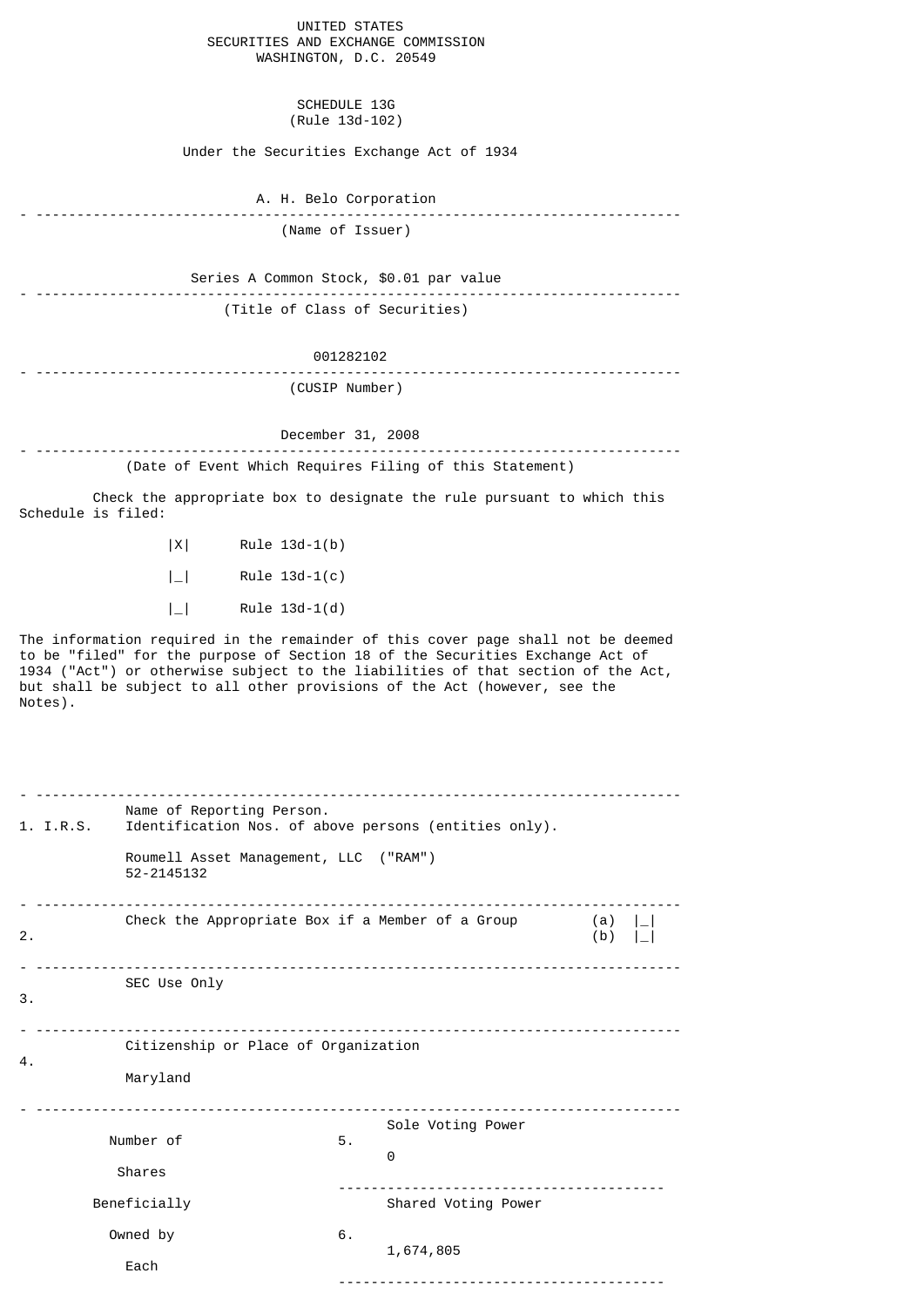UNITED STATES
SECURITIES AND EXCHANGE COMMISSION
WASHINGTON, D.C. 20549

# SCHEDULE 13G
(Rule 13d-102)

Under the Securities Exchange Act of 1934

A. H. Belo Corporation

(Name of Issuer)

Series A Common Stock, $0.01 par value

(Title of Class of Securities)

001282102

(CUSIP Number)

December 31, 2008

(Date of Event Which Requires Filing of this Statement)

Check the appropriate box to designate the rule pursuant to which this Schedule is filed:

|X| Rule 13d-1(b)

|_| Rule 13d-1(c)

|_| Rule 13d-1(d)

The information required in the remainder of this cover page shall not be deemed to be "filed" for the purpose of Section 18 of the Securities Exchange Act of 1934 ("Act") or otherwise subject to the liabilities of that section of the Act, but shall be subject to all other provisions of the Act (however, see the Notes).

| | | |
|---|---|---|
| 1. | Name of Reporting Person. I.R.S. Identification Nos. of above persons (entities only).<br><br>Roumell Asset Management, LLC ("RAM")<br>52-2145132 | |
| 2. | Check the Appropriate Box if a Member of a Group | (a) \|_\|<br>(b) \|_\| |
| 3. | SEC Use Only | |
| 4. | Citizenship or Place of Organization<br><br>Maryland | |

| Number of Shares Beneficially Owned by Each | | |
|---|---|---|
| | 5. | Sole Voting Power<br><br>0 |
| | 6. | Shared Voting Power<br><br>1,674,805 |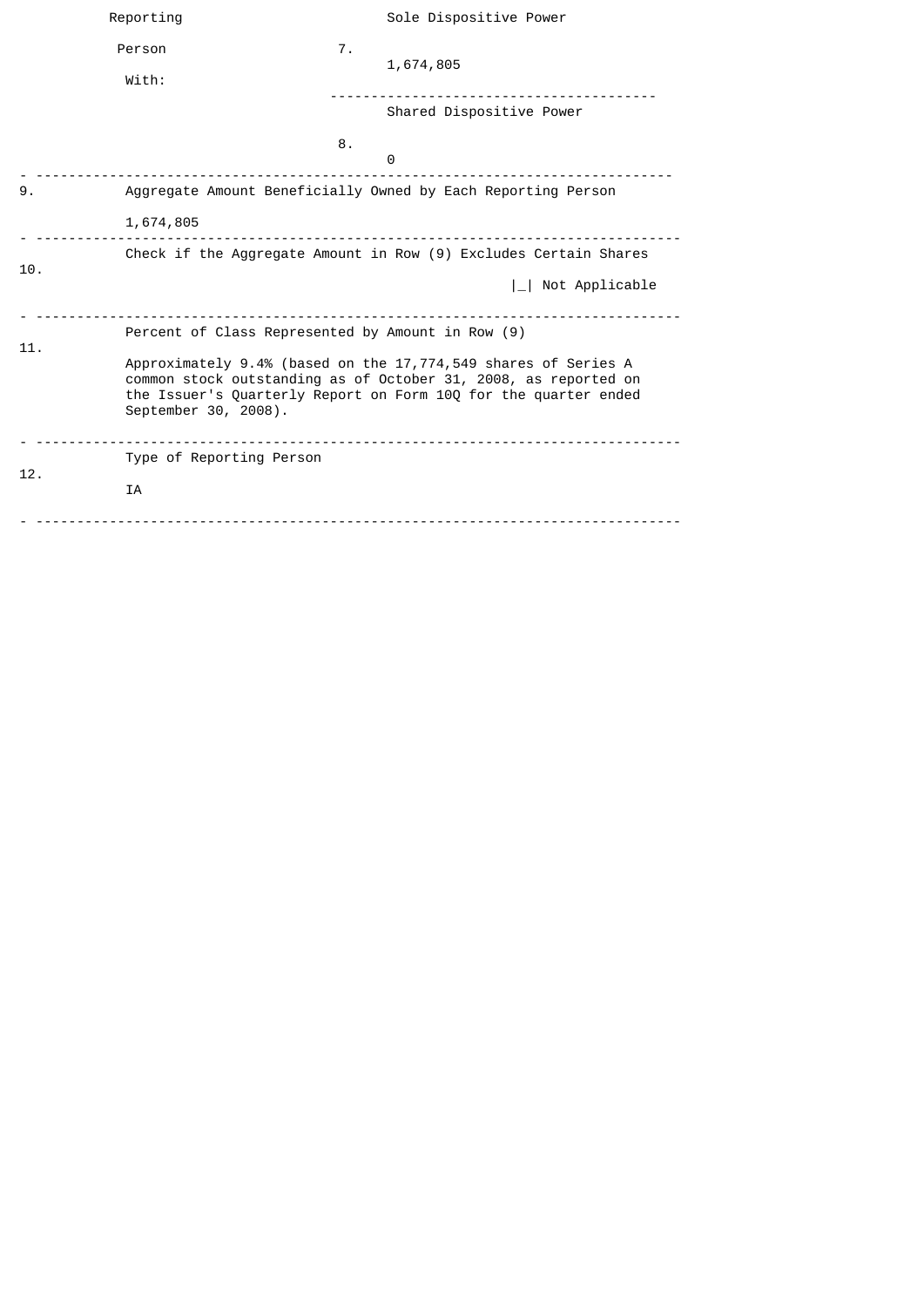| | | |
|---|---|---|
| Reporting Person With: | 7. | Sole Dispositive Power<br><br>1,674,805 |
| | 8. | Shared Dispositive Power<br><br>0 |
| 9. | Aggregate Amount Beneficially Owned by Each Reporting Person<br><br>1,674,805 | |
| 10. | Check if the Aggregate Amount in Row (9) Excludes Certain Shares<br><br>&#124;_&#124; Not Applicable | |
| 11. | Percent of Class Represented by Amount in Row (9)<br><br>Approximately 9.4% (based on the 17,774,549 shares of Series A common stock outstanding as of October 31, 2008, as reported on the Issuer's Quarterly Report on Form 10Q for the quarter ended September 30, 2008). | |
| 12. | Type of Reporting Person<br><br>IA | |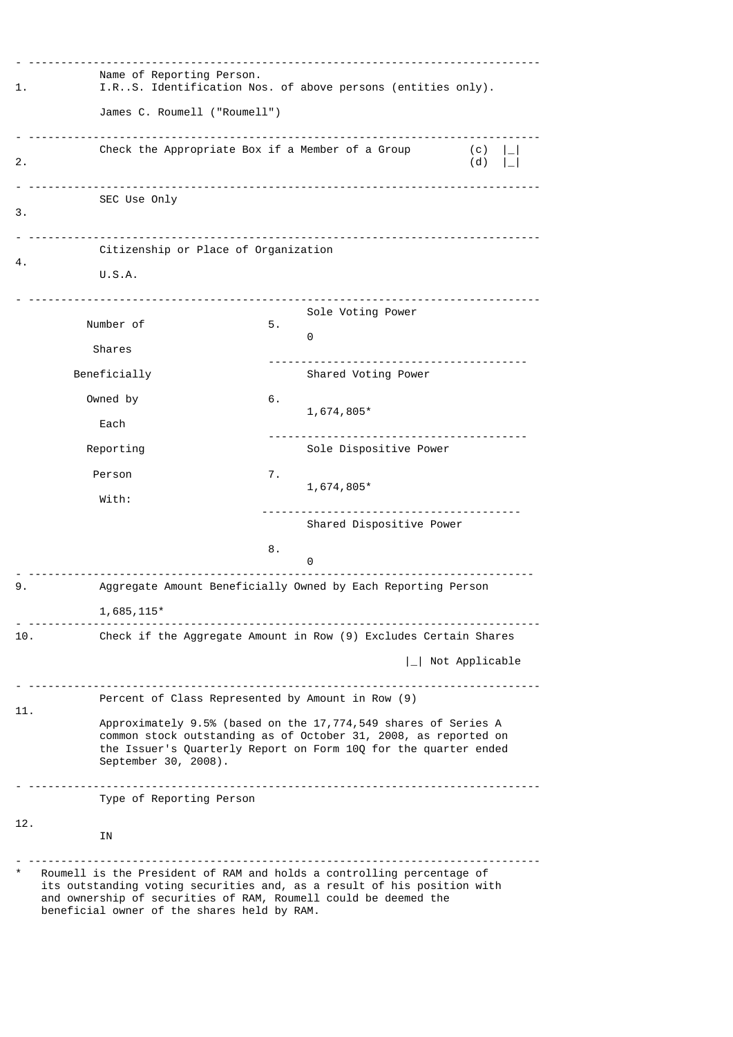| | |
|---|---|
| 1. | Name of Reporting Person. I.R..S. Identification Nos. of above persons (entities only).<br><br>James C. Roumell ("Roumell") |
| 2. | Check the Appropriate Box if a Member of a Group (c) &#124;_&#124; (d) &#124;_&#124; |
| 3. | SEC Use Only |
| 4. | Citizenship or Place of Organization<br><br>U.S.A. |

| Number of Shares Beneficially Owned by Each Reporting Person With: | | |
|---|---|---|
| | 5. | Sole Voting Power<br><br>0 |
| | 6. | Shared Voting Power<br><br>1,674,805* |
| | 7. | Sole Dispositive Power<br><br>1,674,805* |
| | 8. | Shared Dispositive Power<br><br>0 |

| | |
|---|---|
| 9. | Aggregate Amount Beneficially Owned by Each Reporting Person<br><br>1,685,115* |
| 10. | Check if the Aggregate Amount in Row (9) Excludes Certain Shares<br><br>&#124;_&#124; Not Applicable |
| 11. | Percent of Class Represented by Amount in Row (9)<br><br>Approximately 9.5% (based on the 17,774,549 shares of Series A common stock outstanding as of October 31, 2008, as reported on the Issuer's Quarterly Report on Form 10Q for the quarter ended September 30, 2008). |
| 12. | Type of Reporting Person<br><br>IN |

\* Roumell is the President of RAM and holds a controlling percentage of its outstanding voting securities and, as a result of his position with and ownership of securities of RAM, Roumell could be deemed the beneficial owner of the shares held by RAM.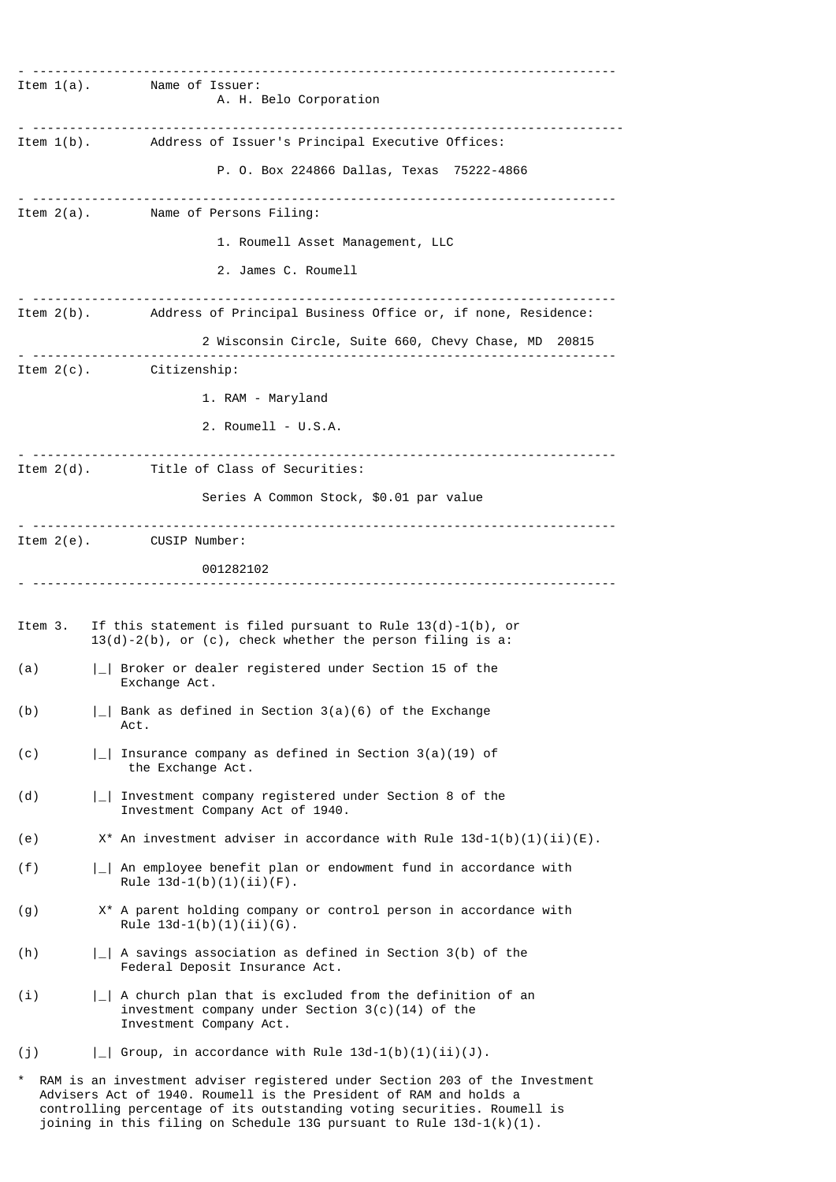Item 1(a). Name of Issuer:

A. H. Belo Corporation

Item 1(b). Address of Issuer's Principal Executive Offices:

P. O. Box 224866 Dallas, Texas 75222-4866

Item 2(a). Name of Persons Filing:

1. Roumell Asset Management, LLC

2. James C. Roumell

Item 2(b). Address of Principal Business Office or, if none, Residence:

2 Wisconsin Circle, Suite 660, Chevy Chase, MD 20815

Item 2(c). Citizenship:

1. RAM - Maryland

2. Roumell - U.S.A.

Item 2(d). Title of Class of Securities:

Series A Common Stock, $0.01 par value

Item 2(e). CUSIP Number:

001282102

Item 3. If this statement is filed pursuant to Rule 13(d)-1(b), or 13(d)-2(b), or (c), check whether the person filing is a:

(a) |_| Broker or dealer registered under Section 15 of the Exchange Act.

(b) |_| Bank as defined in Section 3(a)(6) of the Exchange Act.

(c) |_| Insurance company as defined in Section 3(a)(19) of the Exchange Act.

(d) |_| Investment company registered under Section 8 of the Investment Company Act of 1940.

(e) X* An investment adviser in accordance with Rule 13d-1(b)(1)(ii)(E).

(f) |_| An employee benefit plan or endowment fund in accordance with Rule 13d-1(b)(1)(ii)(F).

(g) X* A parent holding company or control person in accordance with Rule 13d-1(b)(1)(ii)(G).

(h) |_| A savings association as defined in Section 3(b) of the Federal Deposit Insurance Act.

(i) |_| A church plan that is excluded from the definition of an investment company under Section 3(c)(14) of the Investment Company Act.

(j) |_| Group, in accordance with Rule 13d-1(b)(1)(ii)(J).

\* RAM is an investment adviser registered under Section 203 of the Investment Advisers Act of 1940. Roumell is the President of RAM and holds a controlling percentage of its outstanding voting securities. Roumell is joining in this filing on Schedule 13G pursuant to Rule 13d-1(k)(1).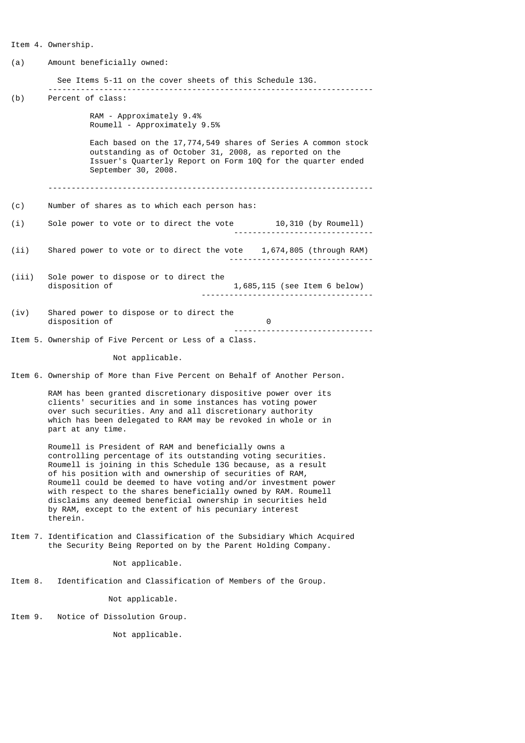Item 4. Ownership.

(a) Amount beneficially owned:

See Items 5-11 on the cover sheets of this Schedule 13G.

---

(b) Percent of class:

RAM - Approximately 9.4%
Roumell - Approximately 9.5%

Each based on the 17,774,549 shares of Series A common stock outstanding as of October 31, 2008, as reported on the Issuer's Quarterly Report on Form 10Q for the quarter ended September 30, 2008.

---

(c) Number of shares as to which each person has:

| | | |
|---|---|---|
| (i) | Sole power to vote or to direct the vote | 10,310 (by Roumell) |
| (ii) | Shared power to vote or to direct the vote | 1,674,805 (through RAM) |
| (iii) | Sole power to dispose or to direct the disposition of | 1,685,115 (see Item 6 below) |
| (iv) | Shared power to dispose or to direct the disposition of | 0 |

Item 5. Ownership of Five Percent or Less of a Class.

Not applicable.

Item 6. Ownership of More than Five Percent on Behalf of Another Person.

RAM has been granted discretionary dispositive power over its clients' securities and in some instances has voting power over such securities. Any and all discretionary authority which has been delegated to RAM may be revoked in whole or in part at any time.

Roumell is President of RAM and beneficially owns a controlling percentage of its outstanding voting securities. Roumell is joining in this Schedule 13G because, as a result of his position with and ownership of securities of RAM, Roumell could be deemed to have voting and/or investment power with respect to the shares beneficially owned by RAM. Roumell disclaims any deemed beneficial ownership in securities held by RAM, except to the extent of his pecuniary interest therein.

Item 7. Identification and Classification of the Subsidiary Which Acquired the Security Being Reported on by the Parent Holding Company.

Not applicable.

Item 8. Identification and Classification of Members of the Group.

Not applicable.

Item 9. Notice of Dissolution Group.

Not applicable.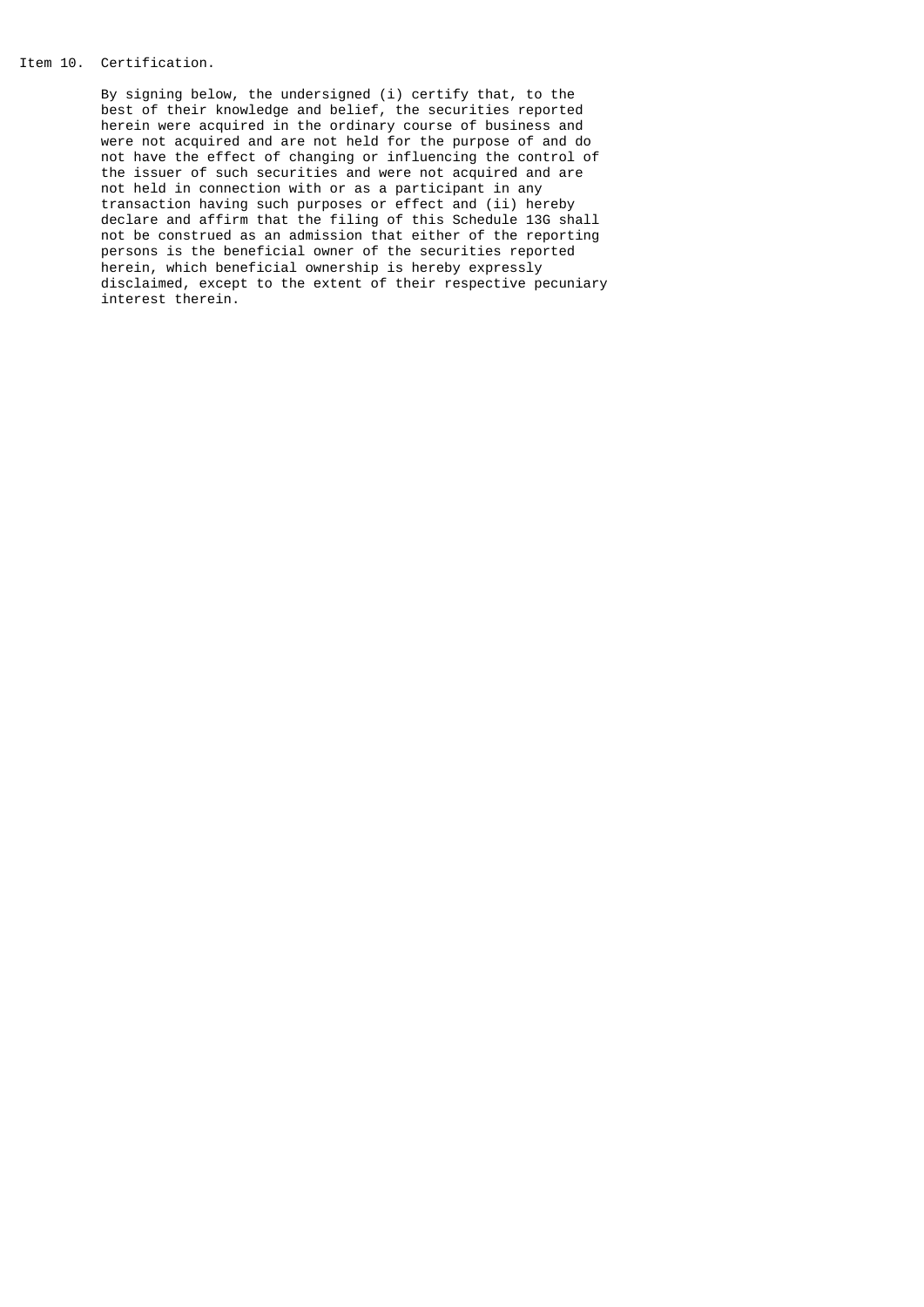Item 10. Certification.

By signing below, the undersigned (i) certify that, to the best of their knowledge and belief, the securities reported herein were acquired in the ordinary course of business and were not acquired and are not held for the purpose of and do not have the effect of changing or influencing the control of the issuer of such securities and were not acquired and are not held in connection with or as a participant in any transaction having such purposes or effect and (ii) hereby declare and affirm that the filing of this Schedule 13G shall not be construed as an admission that either of the reporting persons is the beneficial owner of the securities reported herein, which beneficial ownership is hereby expressly disclaimed, except to the extent of their respective pecuniary interest therein.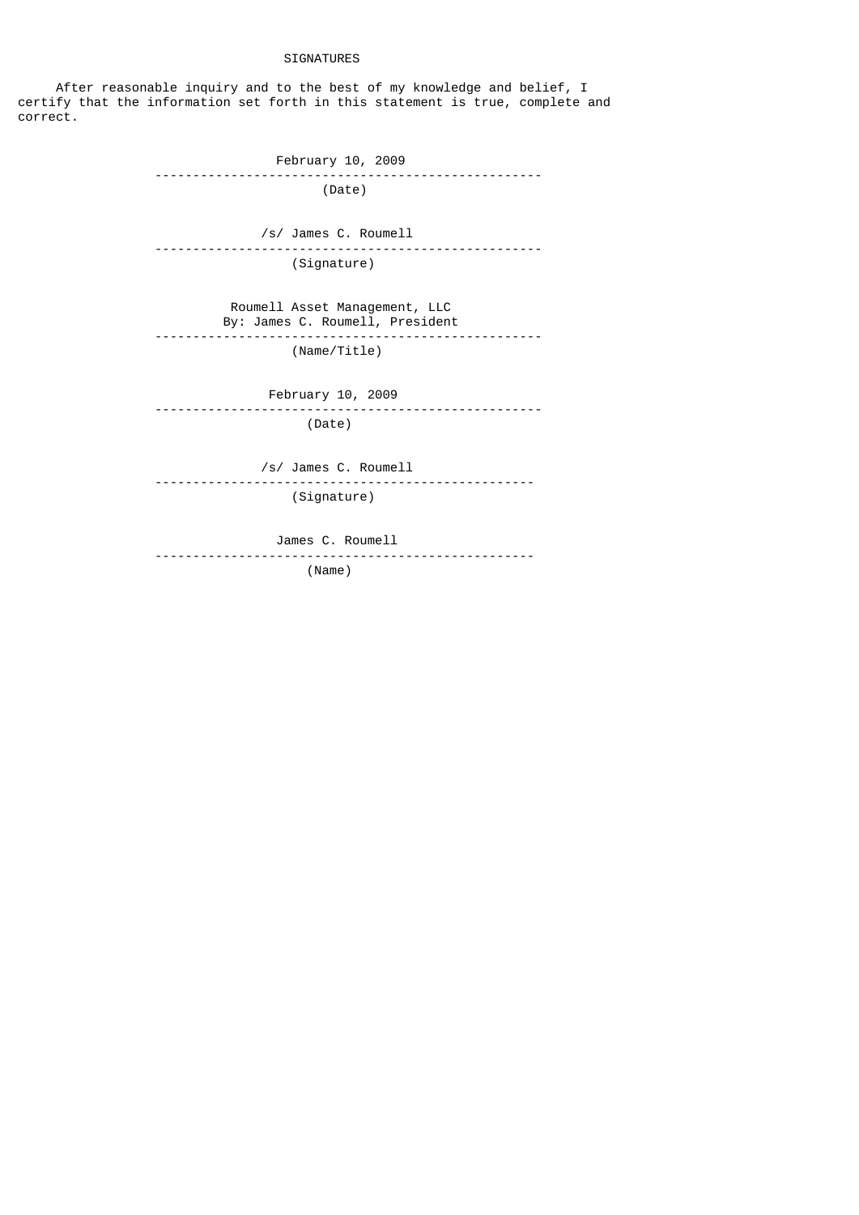SIGNATURES

After reasonable inquiry and to the best of my knowledge and belief, I certify that the information set forth in this statement is true, complete and correct.

February 10, 2009
(Date)

/s/ James C. Roumell
(Signature)

Roumell Asset Management, LLC
By: James C. Roumell, President
(Name/Title)

February 10, 2009
(Date)

/s/ James C. Roumell
(Signature)

James C. Roumell
(Name)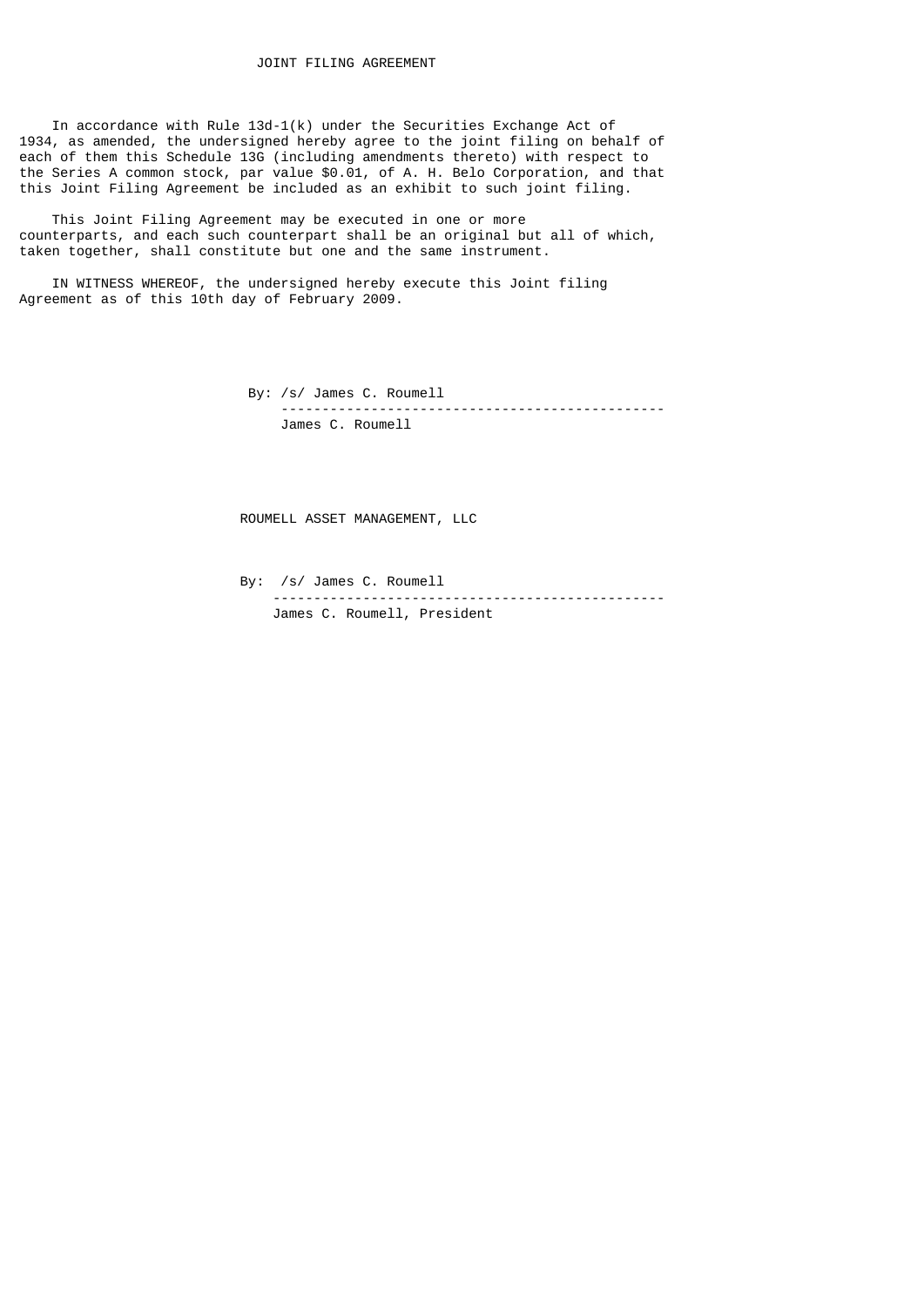# JOINT FILING AGREEMENT

In accordance with Rule 13d-1(k) under the Securities Exchange Act of 1934, as amended, the undersigned hereby agree to the joint filing on behalf of each of them this Schedule 13G (including amendments thereto) with respect to the Series A common stock, par value $0.01, of A. H. Belo Corporation, and that this Joint Filing Agreement be included as an exhibit to such joint filing.

This Joint Filing Agreement may be executed in one or more counterparts, and each such counterpart shall be an original but all of which, taken together, shall constitute but one and the same instrument.

IN WITNESS WHEREOF, the undersigned hereby execute this Joint filing Agreement as of this 10th day of February 2009.

By: /s/ James C. Roumell
-----------------------------------------------
James C. Roumell

ROUMELL ASSET MANAGEMENT, LLC

By: /s/ James C. Roumell
-----------------------------------------------
James C. Roumell, President